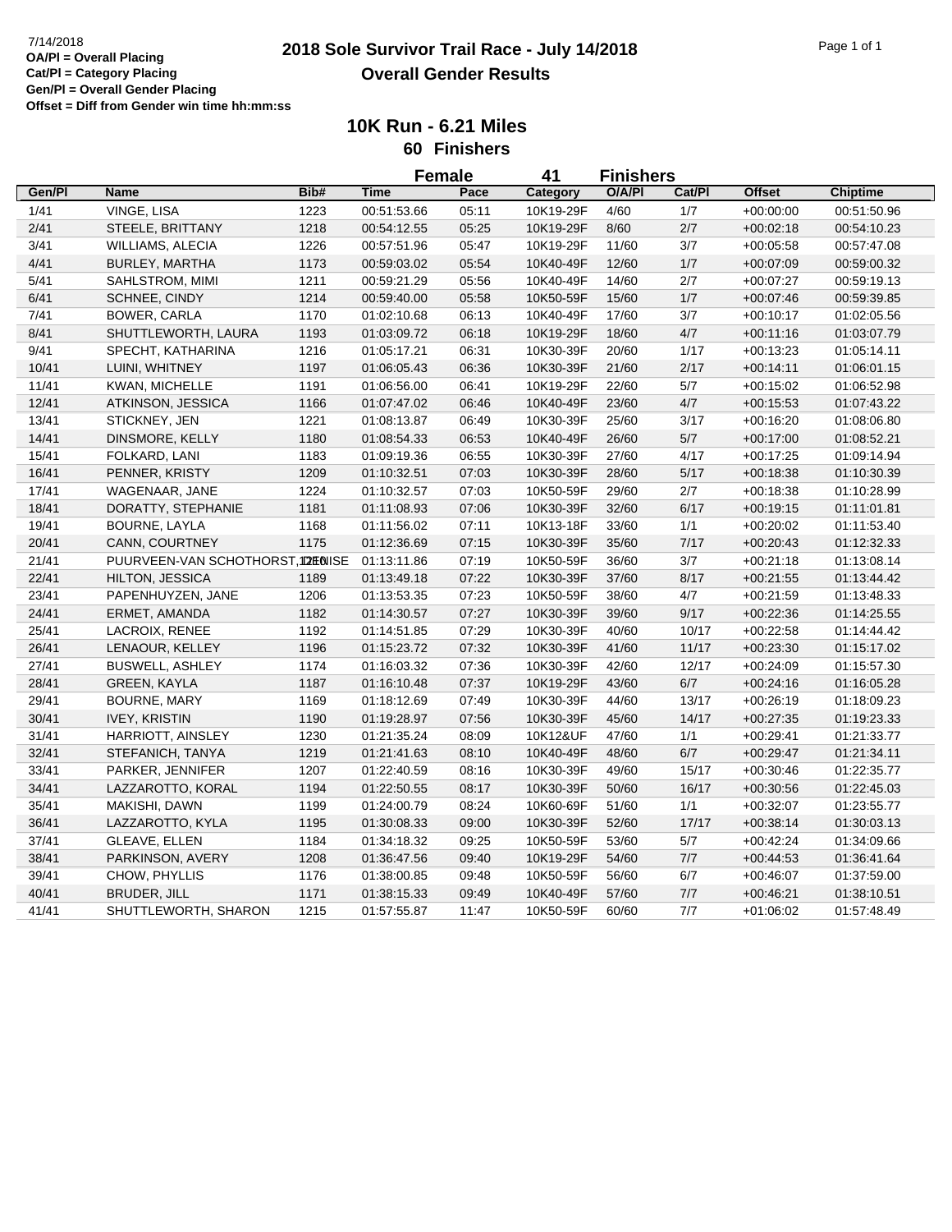7/14/2018

**OA/Pl = Overall Placing**
**Cat/Pl = Category Placing**
**Gen/Pl = Overall Gender Placing**
**Offset = Diff from Gender win time hh:mm:ss**

# 2018 Sole Survivor Trail Race - July 14/2018

## Overall Gender Results

### 10K Run - 6.21 Miles

**60 Finishers**

**Female 41 Finishers**

| Gen/Pl | Name | Bib# | Time | Pace | Category | O/A/Pl | Cat/Pl | Offset | Chiptime |
|---|---|---|---|---|---|---|---|---|---|
| 1/41 | VINGE, LISA | 1223 | 00:51:53.66 | 05:11 | 10K19-29F | 4/60 | 1/7 | +00:00:00 | 00:51:50.96 |
| 2/41 | STEELE, BRITTANY | 1218 | 00:54:12.55 | 05:25 | 10K19-29F | 8/60 | 2/7 | +00:02:18 | 00:54:10.23 |
| 3/41 | WILLIAMS, ALECIA | 1226 | 00:57:51.96 | 05:47 | 10K19-29F | 11/60 | 3/7 | +00:05:58 | 00:57:47.08 |
| 4/41 | BURLEY, MARTHA | 1173 | 00:59:03.02 | 05:54 | 10K40-49F | 12/60 | 1/7 | +00:07:09 | 00:59:00.32 |
| 5/41 | SAHLSTROM, MIMI | 1211 | 00:59:21.29 | 05:56 | 10K40-49F | 14/60 | 2/7 | +00:07:27 | 00:59:19.13 |
| 6/41 | SCHNEE, CINDY | 1214 | 00:59:40.00 | 05:58 | 10K50-59F | 15/60 | 1/7 | +00:07:46 | 00:59:39.85 |
| 7/41 | BOWER, CARLA | 1170 | 01:02:10.68 | 06:13 | 10K40-49F | 17/60 | 3/7 | +00:10:17 | 01:02:05.56 |
| 8/41 | SHUTTLEWORTH, LAURA | 1193 | 01:03:09.72 | 06:18 | 10K19-29F | 18/60 | 4/7 | +00:11:16 | 01:03:07.79 |
| 9/41 | SPECHT, KATHARINA | 1216 | 01:05:17.21 | 06:31 | 10K30-39F | 20/60 | 1/17 | +00:13:23 | 01:05:14.11 |
| 10/41 | LUINI, WHITNEY | 1197 | 01:06:05.43 | 06:36 | 10K30-39F | 21/60 | 2/17 | +00:14:11 | 01:06:01.15 |
| 11/41 | KWAN, MICHELLE | 1191 | 01:06:56.00 | 06:41 | 10K19-29F | 22/60 | 5/7 | +00:15:02 | 01:06:52.98 |
| 12/41 | ATKINSON, JESSICA | 1166 | 01:07:47.02 | 06:46 | 10K40-49F | 23/60 | 4/7 | +00:15:53 | 01:07:43.22 |
| 13/41 | STICKNEY, JEN | 1221 | 01:08:13.87 | 06:49 | 10K30-39F | 25/60 | 3/17 | +00:16:20 | 01:08:06.80 |
| 14/41 | DINSMORE, KELLY | 1180 | 01:08:54.33 | 06:53 | 10K40-49F | 26/60 | 5/7 | +00:17:00 | 01:08:52.21 |
| 15/41 | FOLKARD, LANI | 1183 | 01:09:19.36 | 06:55 | 10K30-39F | 27/60 | 4/17 | +00:17:25 | 01:09:14.94 |
| 16/41 | PENNER, KRISTY | 1209 | 01:10:32.51 | 07:03 | 10K30-39F | 28/60 | 5/17 | +00:18:38 | 01:10:30.39 |
| 17/41 | WAGENAAR, JANE | 1224 | 01:10:32.57 | 07:03 | 10K50-59F | 29/60 | 2/7 | +00:18:38 | 01:10:28.99 |
| 18/41 | DORATTY, STEPHANIE | 1181 | 01:11:08.93 | 07:06 | 10K30-39F | 32/60 | 6/17 | +00:19:15 | 01:11:01.81 |
| 19/41 | BOURNE, LAYLA | 1168 | 01:11:56.02 | 07:11 | 10K13-18F | 33/60 | 1/1 | +00:20:02 | 01:11:53.40 |
| 20/41 | CANN, COURTNEY | 1175 | 01:12:36.69 | 07:15 | 10K30-39F | 35/60 | 7/17 | +00:20:43 | 01:12:32.33 |
| 21/41 | PUURVEEN-VAN SCHOTHORST, DENISE | 1210 | 01:13:11.86 | 07:19 | 10K50-59F | 36/60 | 3/7 | +00:21:18 | 01:13:08.14 |
| 22/41 | HILTON, JESSICA | 1189 | 01:13:49.18 | 07:22 | 10K30-39F | 37/60 | 8/17 | +00:21:55 | 01:13:44.42 |
| 23/41 | PAPENHUYZEN, JANE | 1206 | 01:13:53.35 | 07:23 | 10K50-59F | 38/60 | 4/7 | +00:21:59 | 01:13:48.33 |
| 24/41 | ERMET, AMANDA | 1182 | 01:14:30.57 | 07:27 | 10K30-39F | 39/60 | 9/17 | +00:22:36 | 01:14:25.55 |
| 25/41 | LACROIX, RENEE | 1192 | 01:14:51.85 | 07:29 | 10K30-39F | 40/60 | 10/17 | +00:22:58 | 01:14:44.42 |
| 26/41 | LENAOUR, KELLEY | 1196 | 01:15:23.72 | 07:32 | 10K30-39F | 41/60 | 11/17 | +00:23:30 | 01:15:17.02 |
| 27/41 | BUSWELL, ASHLEY | 1174 | 01:16:03.32 | 07:36 | 10K30-39F | 42/60 | 12/17 | +00:24:09 | 01:15:57.30 |
| 28/41 | GREEN, KAYLA | 1187 | 01:16:10.48 | 07:37 | 10K19-29F | 43/60 | 6/7 | +00:24:16 | 01:16:05.28 |
| 29/41 | BOURNE, MARY | 1169 | 01:18:12.69 | 07:49 | 10K30-39F | 44/60 | 13/17 | +00:26:19 | 01:18:09.23 |
| 30/41 | IVEY, KRISTIN | 1190 | 01:19:28.97 | 07:56 | 10K30-39F | 45/60 | 14/17 | +00:27:35 | 01:19:23.33 |
| 31/41 | HARRIOTT, AINSLEY | 1230 | 01:21:35.24 | 08:09 | 10K12&UF | 47/60 | 1/1 | +00:29:41 | 01:21:33.77 |
| 32/41 | STEFANICH, TANYA | 1219 | 01:21:41.63 | 08:10 | 10K40-49F | 48/60 | 6/7 | +00:29:47 | 01:21:34.11 |
| 33/41 | PARKER, JENNIFER | 1207 | 01:22:40.59 | 08:16 | 10K30-39F | 49/60 | 15/17 | +00:30:46 | 01:22:35.77 |
| 34/41 | LAZZAROTTO, KORAL | 1194 | 01:22:50.55 | 08:17 | 10K30-39F | 50/60 | 16/17 | +00:30:56 | 01:22:45.03 |
| 35/41 | MAKISHI, DAWN | 1199 | 01:24:00.79 | 08:24 | 10K60-69F | 51/60 | 1/1 | +00:32:07 | 01:23:55.77 |
| 36/41 | LAZZAROTTO, KYLA | 1195 | 01:30:08.33 | 09:00 | 10K30-39F | 52/60 | 17/17 | +00:38:14 | 01:30:03.13 |
| 37/41 | GLEAVE, ELLEN | 1184 | 01:34:18.32 | 09:25 | 10K50-59F | 53/60 | 5/7 | +00:42:24 | 01:34:09.66 |
| 38/41 | PARKINSON, AVERY | 1208 | 01:36:47.56 | 09:40 | 10K19-29F | 54/60 | 7/7 | +00:44:53 | 01:36:41.64 |
| 39/41 | CHOW, PHYLLIS | 1176 | 01:38:00.85 | 09:48 | 10K50-59F | 56/60 | 6/7 | +00:46:07 | 01:37:59.00 |
| 40/41 | BRUDER, JILL | 1171 | 01:38:15.33 | 09:49 | 10K40-49F | 57/60 | 7/7 | +00:46:21 | 01:38:10.51 |
| 41/41 | SHUTTLEWORTH, SHARON | 1215 | 01:57:55.87 | 11:47 | 10K50-59F | 60/60 | 7/7 | +01:06:02 | 01:57:48.49 |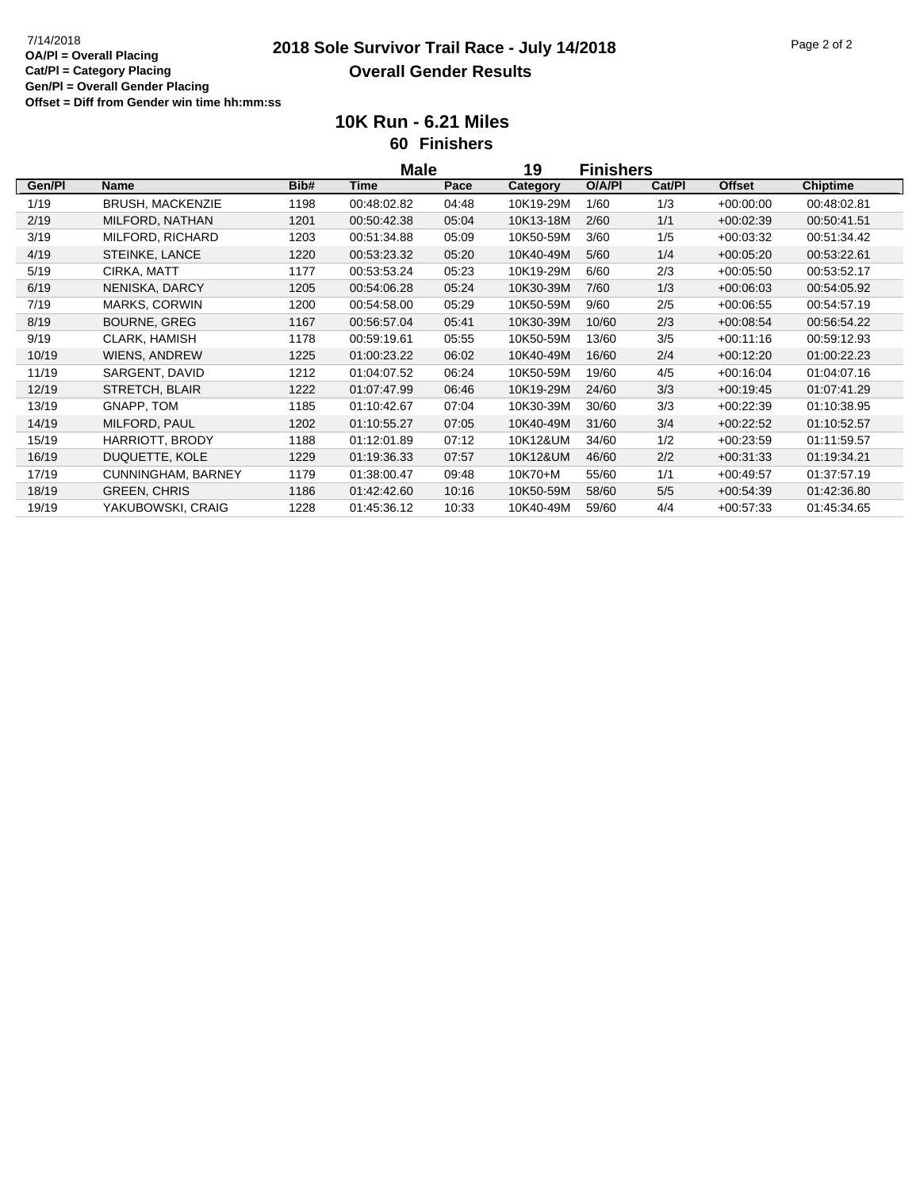7/14/2018
**OA/Pl = Overall Placing**
**Cat/Pl = Category Placing**
**Gen/Pl = Overall Gender Placing**
**Offset = Diff from Gender win time hh:mm:ss**

# 2018 Sole Survivor Trail Race - July 14/2018

## Overall Gender Results

### 10K Run - 6.21 Miles

### 60 Finishers

**Male 19 Finishers**

| Gen/Pl | Name | Bib# | Time | Pace | Category | O/A/Pl | Cat/Pl | Offset | Chiptime |
|---|---|---|---|---|---|---|---|---|---|
| 1/19 | BRUSH, MACKENZIE | 1198 | 00:48:02.82 | 04:48 | 10K19-29M | 1/60 | 1/3 | +00:00:00 | 00:48:02.81 |
| 2/19 | MILFORD, NATHAN | 1201 | 00:50:42.38 | 05:04 | 10K13-18M | 2/60 | 1/1 | +00:02:39 | 00:50:41.51 |
| 3/19 | MILFORD, RICHARD | 1203 | 00:51:34.88 | 05:09 | 10K50-59M | 3/60 | 1/5 | +00:03:32 | 00:51:34.42 |
| 4/19 | STEINKE, LANCE | 1220 | 00:53:23.32 | 05:20 | 10K40-49M | 5/60 | 1/4 | +00:05:20 | 00:53:22.61 |
| 5/19 | CIRKA, MATT | 1177 | 00:53:53.24 | 05:23 | 10K19-29M | 6/60 | 2/3 | +00:05:50 | 00:53:52.17 |
| 6/19 | NENISKA, DARCY | 1205 | 00:54:06.28 | 05:24 | 10K30-39M | 7/60 | 1/3 | +00:06:03 | 00:54:05.92 |
| 7/19 | MARKS, CORWIN | 1200 | 00:54:58.00 | 05:29 | 10K50-59M | 9/60 | 2/5 | +00:06:55 | 00:54:57.19 |
| 8/19 | BOURNE, GREG | 1167 | 00:56:57.04 | 05:41 | 10K30-39M | 10/60 | 2/3 | +00:08:54 | 00:56:54.22 |
| 9/19 | CLARK, HAMISH | 1178 | 00:59:19.61 | 05:55 | 10K50-59M | 13/60 | 3/5 | +00:11:16 | 00:59:12.93 |
| 10/19 | WIENS, ANDREW | 1225 | 01:00:23.22 | 06:02 | 10K40-49M | 16/60 | 2/4 | +00:12:20 | 01:00:22.23 |
| 11/19 | SARGENT, DAVID | 1212 | 01:04:07.52 | 06:24 | 10K50-59M | 19/60 | 4/5 | +00:16:04 | 01:04:07.16 |
| 12/19 | STRETCH, BLAIR | 1222 | 01:07:47.99 | 06:46 | 10K19-29M | 24/60 | 3/3 | +00:19:45 | 01:07:41.29 |
| 13/19 | GNAPP, TOM | 1185 | 01:10:42.67 | 07:04 | 10K30-39M | 30/60 | 3/3 | +00:22:39 | 01:10:38.95 |
| 14/19 | MILFORD, PAUL | 1202 | 01:10:55.27 | 07:05 | 10K40-49M | 31/60 | 3/4 | +00:22:52 | 01:10:52.57 |
| 15/19 | HARRIOTT, BRODY | 1188 | 01:12:01.89 | 07:12 | 10K12&UM | 34/60 | 1/2 | +00:23:59 | 01:11:59.57 |
| 16/19 | DUQUETTE, KOLE | 1229 | 01:19:36.33 | 07:57 | 10K12&UM | 46/60 | 2/2 | +00:31:33 | 01:19:34.21 |
| 17/19 | CUNNINGHAM, BARNEY | 1179 | 01:38:00.47 | 09:48 | 10K70+M | 55/60 | 1/1 | +00:49:57 | 01:37:57.19 |
| 18/19 | GREEN, CHRIS | 1186 | 01:42:42.60 | 10:16 | 10K50-59M | 58/60 | 5/5 | +00:54:39 | 01:42:36.80 |
| 19/19 | YAKUBOWSKI, CRAIG | 1228 | 01:45:36.12 | 10:33 | 10K40-49M | 59/60 | 4/4 | +00:57:33 | 01:45:34.65 |